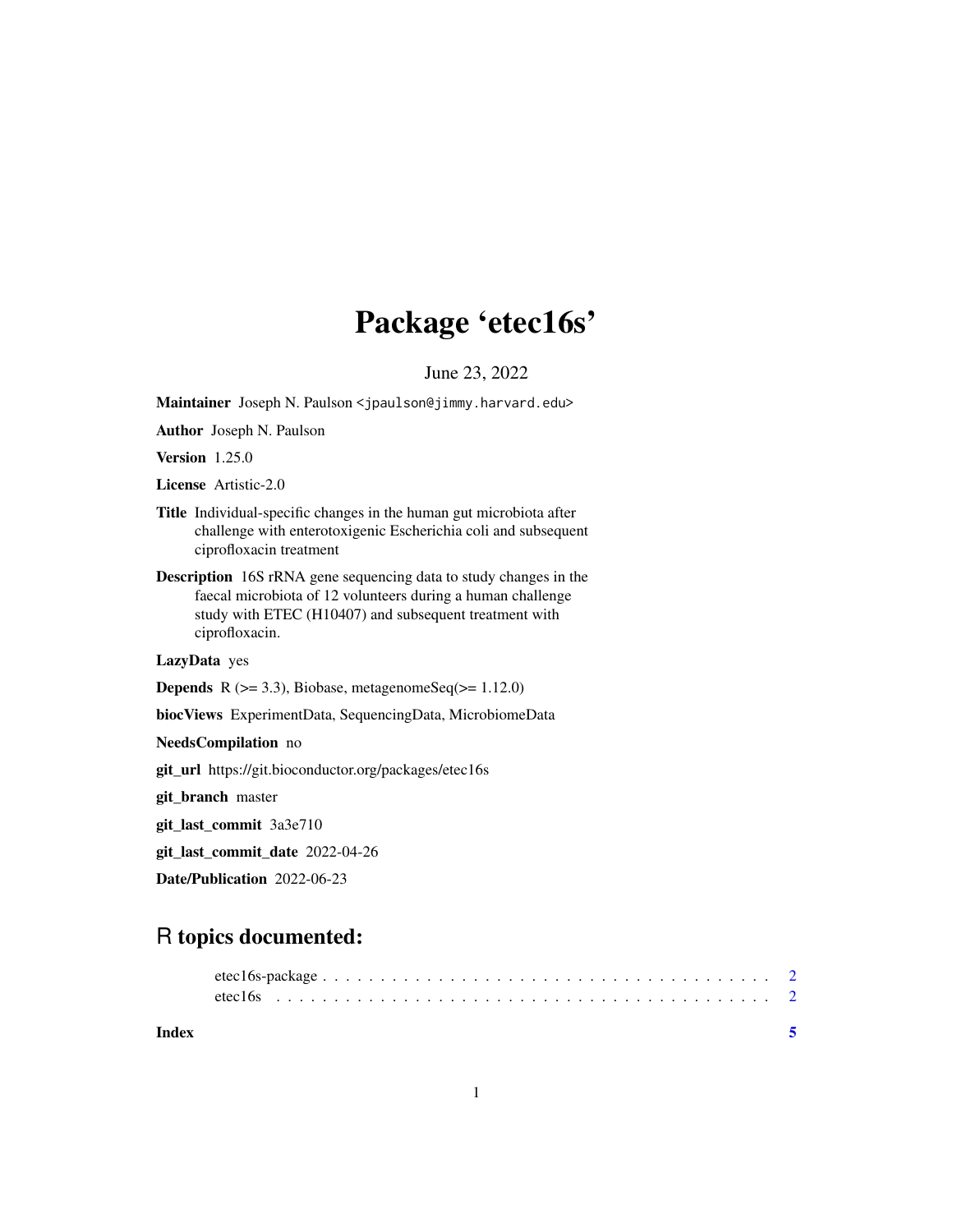# Package 'etec16s'

June 23, 2022

**Maintainer** Joseph N. Paulson <jpaulson@jimmy.harvard.edu>

**Author** Joseph N. Paulson

**Version** 1.25.0

**License** Artistic-2.0

**Title** Individual-specific changes in the human gut microbiota after challenge with enterotoxigenic Escherichia coli and subsequent ciprofloxacin treatment

**Description** 16S rRNA gene sequencing data to study changes in the faecal microbiota of 12 volunteers during a human challenge study with ETEC (H10407) and subsequent treatment with ciprofloxacin.

**LazyData** yes

**Depends** R (>= 3.3), Biobase, metagenomeSeq(>= 1.12.0)

**biocViews** ExperimentData, SequencingData, MicrobiomeData

**NeedsCompilation** no

**git_url** https://git.bioconductor.org/packages/etec16s

**git_branch** master

**git_last_commit** 3a3e710

**git_last_commit_date** 2022-04-26

**Date/Publication** 2022-06-23

## R topics documented:

etec16s-package . . . . . . . . . . . . . . . . . . . . . . . . . . . . . . . . . . . . . . 2
etec16s . . . . . . . . . . . . . . . . . . . . . . . . . . . . . . . . . . . . . . . . . . 2

**Index** **5**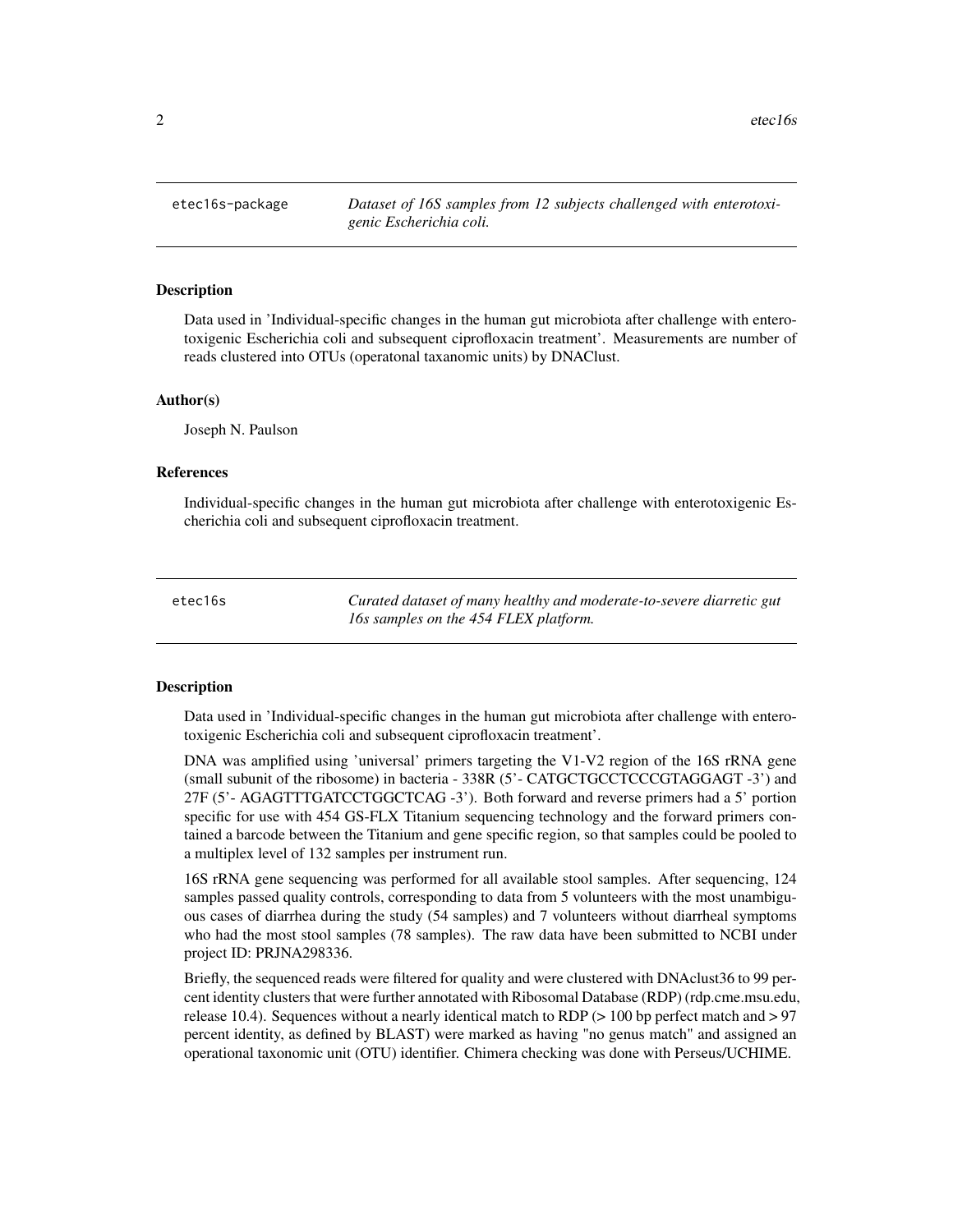## etec16s-package — *Dataset of 16S samples from 12 subjects challenged with enterotoxigenic Escherichia coli.*

### Description

Data used in 'Individual-specific changes in the human gut microbiota after challenge with enterotoxigenic Escherichia coli and subsequent ciprofloxacin treatment'. Measurements are number of reads clustered into OTUs (operatonal taxanomic units) by DNAClust.

### Author(s)

Joseph N. Paulson

### References

Individual-specific changes in the human gut microbiota after challenge with enterotoxigenic Escherichia coli and subsequent ciprofloxacin treatment.

## etec16s — *Curated dataset of many healthy and moderate-to-severe diarretic gut 16s samples on the 454 FLEX platform.*

### Description

Data used in 'Individual-specific changes in the human gut microbiota after challenge with enterotoxigenic Escherichia coli and subsequent ciprofloxacin treatment'.

DNA was amplified using 'universal' primers targeting the V1-V2 region of the 16S rRNA gene (small subunit of the ribosome) in bacteria - 338R (5'- CATGCTGCCTCCCGTAGGAGT -3') and 27F (5'- AGAGTTTGATCCTGGCTCAG -3'). Both forward and reverse primers had a 5' portion specific for use with 454 GS-FLX Titanium sequencing technology and the forward primers contained a barcode between the Titanium and gene specific region, so that samples could be pooled to a multiplex level of 132 samples per instrument run.

16S rRNA gene sequencing was performed for all available stool samples. After sequencing, 124 samples passed quality controls, corresponding to data from 5 volunteers with the most unambiguous cases of diarrhea during the study (54 samples) and 7 volunteers without diarrheal symptoms who had the most stool samples (78 samples). The raw data have been submitted to NCBI under project ID: PRJNA298336.

Briefly, the sequenced reads were filtered for quality and were clustered with DNAclust36 to 99 percent identity clusters that were further annotated with Ribosomal Database (RDP) (rdp.cme.msu.edu, release 10.4). Sequences without a nearly identical match to RDP (> 100 bp perfect match and > 97 percent identity, as defined by BLAST) were marked as having "no genus match" and assigned an operational taxonomic unit (OTU) identifier. Chimera checking was done with Perseus/UCHIME.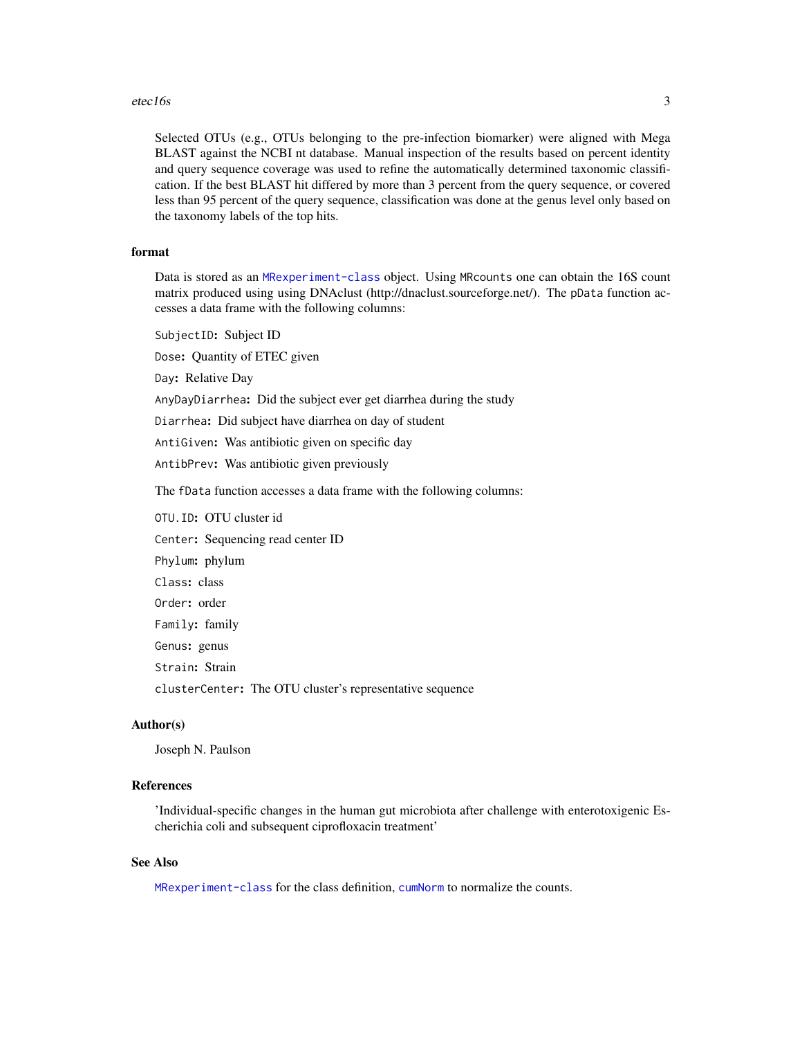Selected OTUs (e.g., OTUs belonging to the pre-infection biomarker) were aligned with Mega BLAST against the NCBI nt database. Manual inspection of the results based on percent identity and query sequence coverage was used to refine the automatically determined taxonomic classification. If the best BLAST hit differed by more than 3 percent from the query sequence, or covered less than 95 percent of the query sequence, classification was done at the genus level only based on the taxonomy labels of the top hits.

### format

Data is stored as an `MRexperiment-class` object. Using `MRcounts` one can obtain the 16S count matrix produced using using DNAclust (http://dnaclust.sourceforge.net/). The `pData` function accesses a data frame with the following columns:

`SubjectID`**:** Subject ID

`Dose`**:** Quantity of ETEC given

`Day`**:** Relative Day

`AnyDayDiarrhea`**:** Did the subject ever get diarrhea during the study

`Diarrhea`**:** Did subject have diarrhea on day of student

`AntiGiven`**:** Was antibiotic given on specific day

`AntibPrev`**:** Was antibiotic given previously

The `fData` function accesses a data frame with the following columns:

`OTU.ID`**:** OTU cluster id

`Center`**:** Sequencing read center ID

`Phylum`**:** phylum

`Class`**:** class

`Order`**:** order

`Family`**:** family

`Genus`**:** genus

`Strain`**:** Strain

`clusterCenter`**:** The OTU cluster's representative sequence

### Author(s)

Joseph N. Paulson

### References

'Individual-specific changes in the human gut microbiota after challenge with enterotoxigenic Escherichia coli and subsequent ciprofloxacin treatment'

### See Also

`MRexperiment-class` for the class definition, `cumNorm` to normalize the counts.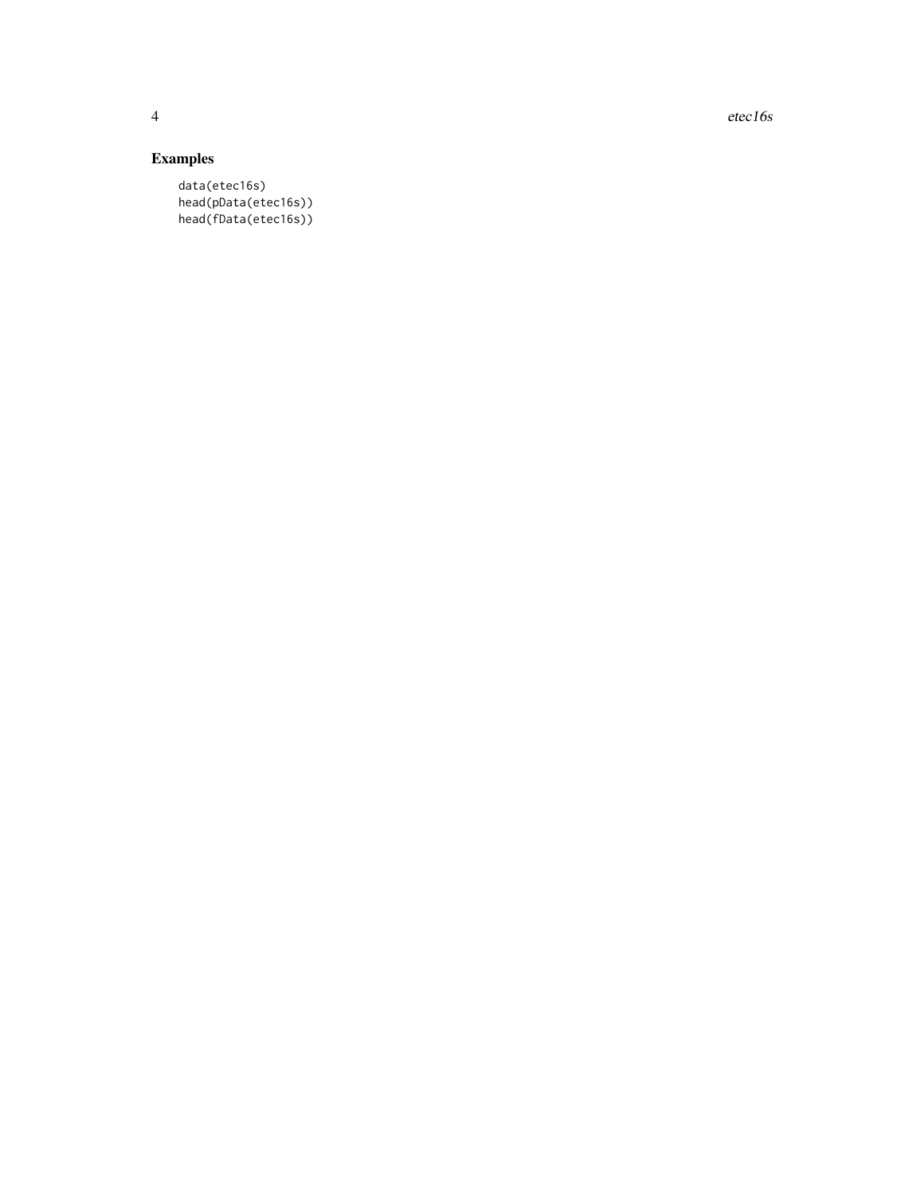## Examples

```
data(etec16s)
head(pData(etec16s))
head(fData(etec16s))
```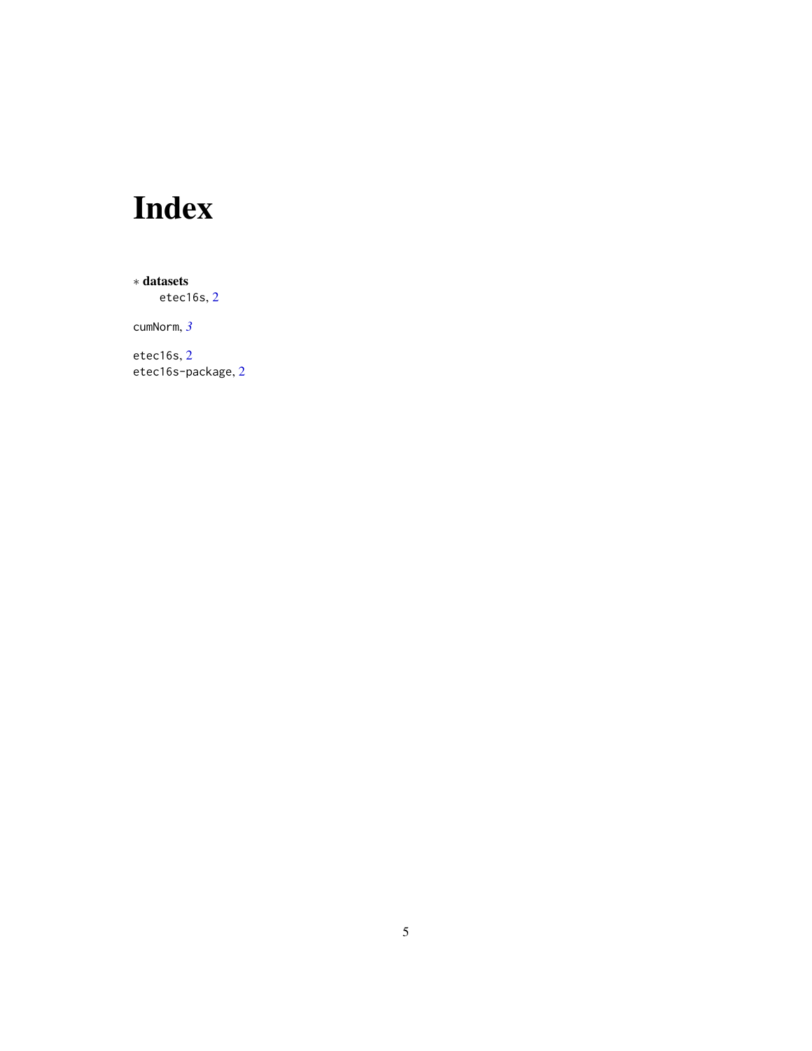# Index

∗ **datasets**

   etec16s, 2

cumNorm, *3*

etec16s, 2
etec16s-package, 2